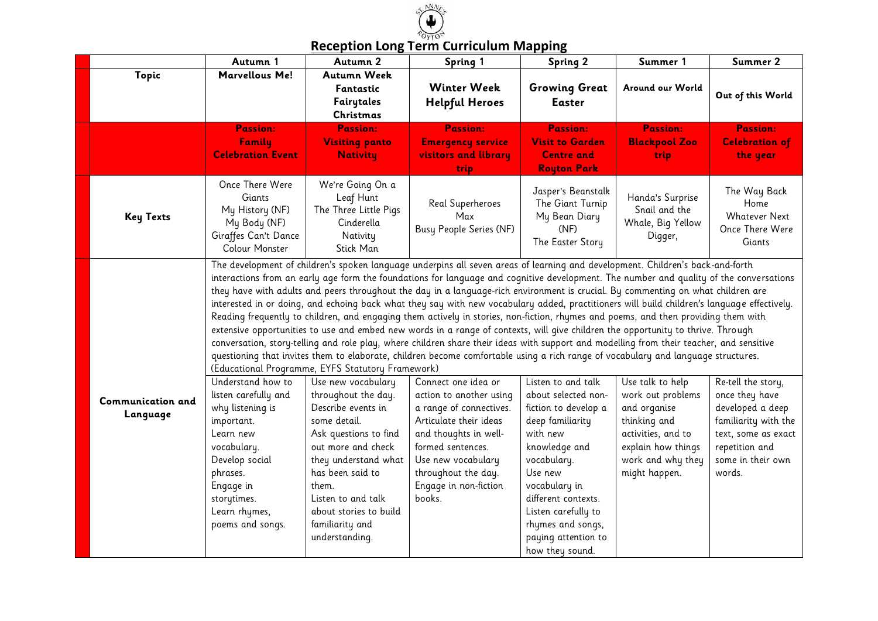# Reception Long Term Curriculum Mapping

| | Autumn 1 | Autumn 2 | Spring 1 | Spring 2 | Summer 1 | Summer 2 |
|---|---|---|---|---|---|---|
| **Topic** | **Marvellous Me!** | **Autumn Week<br>Fantastic Fairytales<br>Christmas** | **Winter Week<br>Helpful Heroes** | **Growing Great<br>Easter** | **Around our World** | **Out of this World** |
| | **Passion:<br>Family Celebration Event** | **Passion:<br>Visiting panto<br>Nativity** | **Passion:<br>Emergency service visitors and library trip** | **Passion:<br>Visit to Garden Centre and Royton Park** | **Passion:<br>Blackpool Zoo trip** | **Passion:<br>Celebration of the year** |
| **Key Texts** | Once There Were Giants<br>My History (NF)<br>My Body (NF)<br>Giraffes Can't Dance<br>Colour Monster | We're Going On a Leaf Hunt<br>The Three Little Pigs<br>Cinderella<br>Nativity<br>Stick Man | Real Superheroes<br>Max<br>Busy People Series (NF) | Jasper's Beanstalk<br>The Giant Turnip<br>My Bean Diary (NF)<br>The Easter Story | Handa's Surprise<br>Snail and the Whale, Big Yellow Digger, | The Way Back Home<br>Whatever Next<br>Once There Were Giants |
| **Communication and Language** | The development of children's spoken language underpins all seven areas of learning and development. Children's back-and-forth interactions from an early age form the foundations for language and cognitive development. The number and quality of the conversations they have with adults and peers throughout the day in a language-rich environment is crucial. By commenting on what children are interested in or doing, and echoing back what they say with new vocabulary added, practitioners will build children's language effectively. Reading frequently to children, and engaging them actively in stories, non-fiction, rhymes and poems, and then providing them with extensive opportunities to use and embed new words in a range of contexts, will give children the opportunity to thrive. Through conversation, story-telling and role play, where children share their ideas with support and modelling from their teacher, and sensitive questioning that invites them to elaborate, children become comfortable using a rich range of vocabulary and language structures. (Educational Programme, EYFS Statutory Framework) | | | | | |
| | Understand how to listen carefully and why listening is important.<br>Learn new vocabulary.<br>Develop social phrases.<br>Engage in storytimes.<br>Learn rhymes, poems and songs. | Use new vocabulary throughout the day.<br>Describe events in some detail.<br>Ask questions to find out more and check they understand what has been said to them.<br>Listen to and talk about stories to build familiarity and understanding. | Connect one idea or action to another using a range of connectives.<br>Articulate their ideas and thoughts in well-formed sentences.<br>Use new vocabulary throughout the day.<br>Engage in non-fiction books. | Listen to and talk about selected non-fiction to develop a deep familiarity with new knowledge and vocabulary.<br>Use new vocabulary in different contexts.<br>Listen carefully to rhymes and songs, paying attention to how they sound. | Use talk to help work out problems and organise thinking and activities, and to explain how things work and why they might happen. | Re-tell the story, once they have developed a deep familiarity with the text, some as exact repetition and some in their own words. |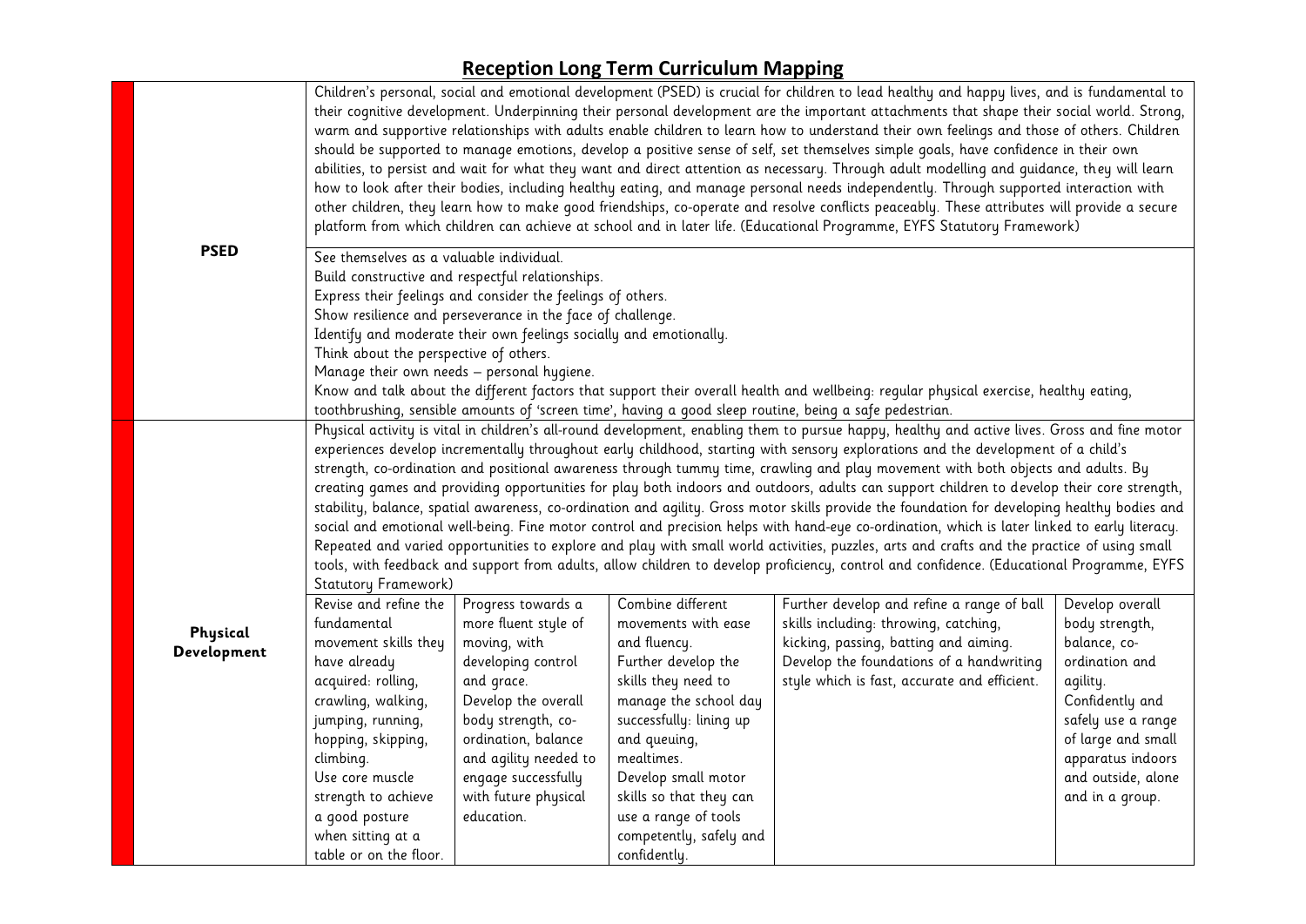# Reception Long Term Curriculum Mapping

| | | | | | |
|---|---|---|---|---|---|
| **PSED** | Children's personal, social and emotional development (PSED) is crucial for children to lead healthy and happy lives, and is fundamental to their cognitive development. Underpinning their personal development are the important attachments that shape their social world. Strong, warm and supportive relationships with adults enable children to learn how to understand their own feelings and those of others. Children should be supported to manage emotions, develop a positive sense of self, set themselves simple goals, have confidence in their own abilities, to persist and wait for what they want and direct attention as necessary. Through adult modelling and guidance, they will learn how to look after their bodies, including healthy eating, and manage personal needs independently. Through supported interaction with other children, they learn how to make good friendships, co-operate and resolve conflicts peaceably. These attributes will provide a secure platform from which children can achieve at school and in later life. (Educational Programme, EYFS Statutory Framework) | | | | |
| | See themselves as a valuable individual.<br>Build constructive and respectful relationships.<br>Express their feelings and consider the feelings of others.<br>Show resilience and perseverance in the face of challenge.<br>Identify and moderate their own feelings socially and emotionally.<br>Think about the perspective of others.<br>Manage their own needs – personal hygiene.<br>Know and talk about the different factors that support their overall health and wellbeing: regular physical exercise, healthy eating, toothbrushing, sensible amounts of 'screen time', having a good sleep routine, being a safe pedestrian. | | | | |
| **Physical Development** | Physical activity is vital in children's all-round development, enabling them to pursue happy, healthy and active lives. Gross and fine motor experiences develop incrementally throughout early childhood, starting with sensory explorations and the development of a child's strength, co-ordination and positional awareness through tummy time, crawling and play movement with both objects and adults. By creating games and providing opportunities for play both indoors and outdoors, adults can support children to develop their core strength, stability, balance, spatial awareness, co-ordination and agility. Gross motor skills provide the foundation for developing healthy bodies and social and emotional well-being. Fine motor control and precision helps with hand-eye co-ordination, which is later linked to early literacy. Repeated and varied opportunities to explore and play with small world activities, puzzles, arts and crafts and the practice of using small tools, with feedback and support from adults, allow children to develop proficiency, control and confidence. (Educational Programme, EYFS Statutory Framework) | | | | |
| | Revise and refine the fundamental movement skills they have already acquired: rolling, crawling, walking, jumping, running, hopping, skipping, climbing.<br>Use core muscle strength to achieve a good posture when sitting at a table or on the floor. | Progress towards a more fluent style of moving, with developing control and grace.<br>Develop the overall body strength, co-ordination, balance and agility needed to engage successfully with future physical education. | Combine different movements with ease and fluency.<br>Further develop the skills they need to manage the school day successfully: lining up and queuing, mealtimes.<br>Develop small motor skills so that they can use a range of tools competently, safely and confidently. | Further develop and refine a range of ball skills including: throwing, catching, kicking, passing, batting and aiming.<br>Develop the foundations of a handwriting style which is fast, accurate and efficient. | Develop overall body strength, balance, co-ordination and agility.<br>Confidently and safely use a range of large and small apparatus indoors and outside, alone and in a group. |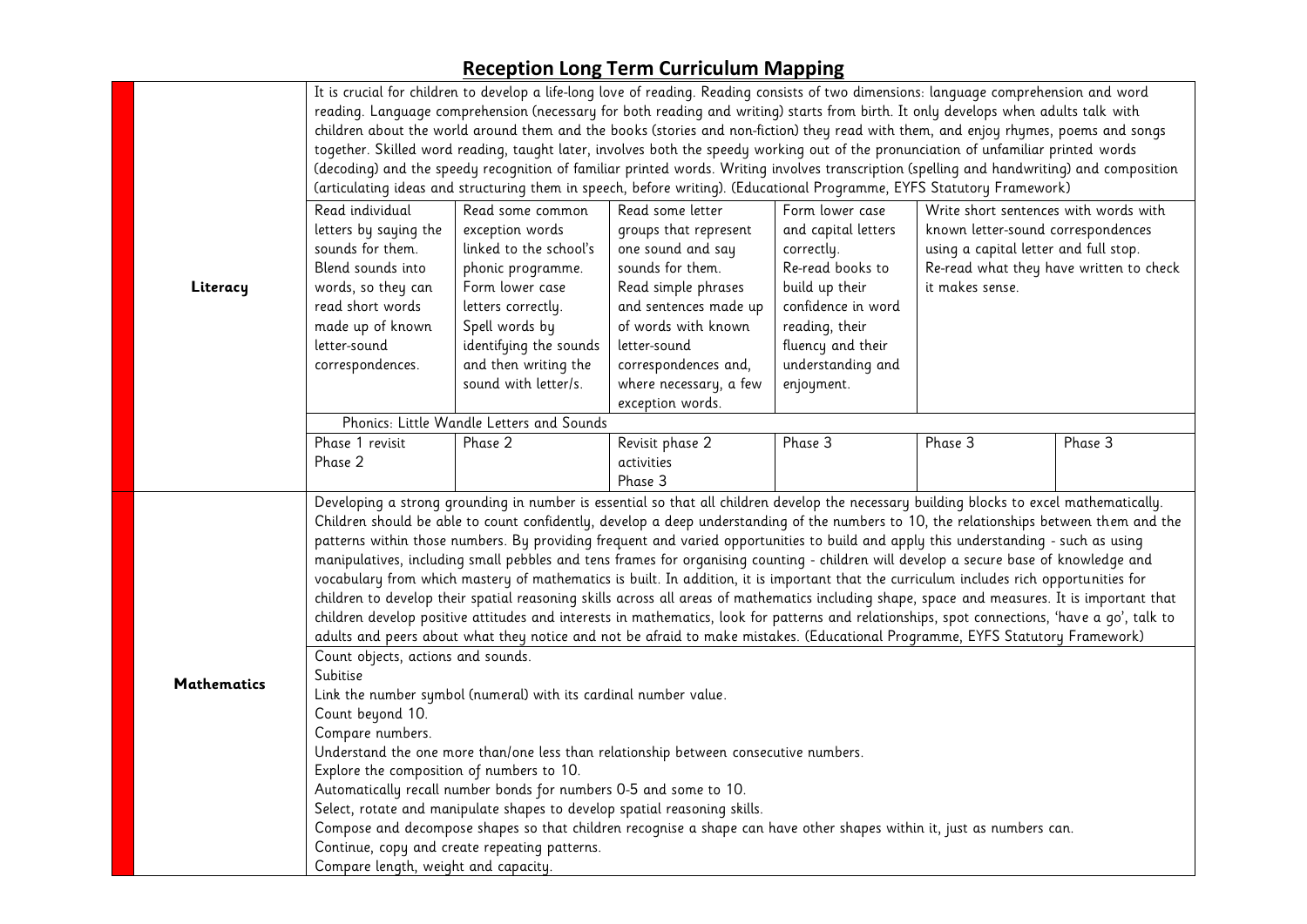# Reception Long Term Curriculum Mapping

| | | | | | | |
|---|---|---|---|---|---|---|
| **Literacy** | It is crucial for children to develop a life-long love of reading. Reading consists of two dimensions: language comprehension and word reading. Language comprehension (necessary for both reading and writing) starts from birth. It only develops when adults talk with children about the world around them and the books (stories and non-fiction) they read with them, and enjoy rhymes, poems and songs together. Skilled word reading, taught later, involves both the speedy working out of the pronunciation of unfamiliar printed words (decoding) and the speedy recognition of familiar printed words. Writing involves transcription (spelling and handwriting) and composition (articulating ideas and structuring them in speech, before writing). (Educational Programme, EYFS Statutory Framework) | | | | | |
| | Read individual letters by saying the sounds for them. Blend sounds into words, so they can read short words made up of known letter-sound correspondences. | Read some common exception words linked to the school's phonic programme. Form lower case letters correctly. Spell words by identifying the sounds and then writing the sound with letter/s. | Read some letter groups that represent one sound and say sounds for them. Read simple phrases and sentences made up of words with known letter-sound correspondences and, where necessary, a few exception words. | Form lower case and capital letters correctly. Re-read books to build up their confidence in word reading, their fluency and their understanding and enjoyment. | Write short sentences with words with known letter-sound correspondences using a capital letter and full stop. Re-read what they have written to check it makes sense. | |
| | Phonics: Little Wandle Letters and Sounds | | | | | |
| | Phase 1 revisit<br>Phase 2 | Phase 2 | Revisit phase 2 activities<br>Phase 3 | Phase 3 | Phase 3 | Phase 3 |
| **Mathematics** | Developing a strong grounding in number is essential so that all children develop the necessary building blocks to excel mathematically. Children should be able to count confidently, develop a deep understanding of the numbers to 10, the relationships between them and the patterns within those numbers. By providing frequent and varied opportunities to build and apply this understanding - such as using manipulatives, including small pebbles and tens frames for organising counting - children will develop a secure base of knowledge and vocabulary from which mastery of mathematics is built. In addition, it is important that the curriculum includes rich opportunities for children to develop their spatial reasoning skills across all areas of mathematics including shape, space and measures. It is important that children develop positive attitudes and interests in mathematics, look for patterns and relationships, spot connections, 'have a go', talk to adults and peers about what they notice and not be afraid to make mistakes. (Educational Programme, EYFS Statutory Framework) | | | | | |
| | Count objects, actions and sounds.<br>Subitise<br>Link the number symbol (numeral) with its cardinal number value.<br>Count beyond 10.<br>Compare numbers.<br>Understand the one more than/one less than relationship between consecutive numbers.<br>Explore the composition of numbers to 10.<br>Automatically recall number bonds for numbers 0-5 and some to 10.<br>Select, rotate and manipulate shapes to develop spatial reasoning skills.<br>Compose and decompose shapes so that children recognise a shape can have other shapes within it, just as numbers can.<br>Continue, copy and create repeating patterns.<br>Compare length, weight and capacity. | | | | | |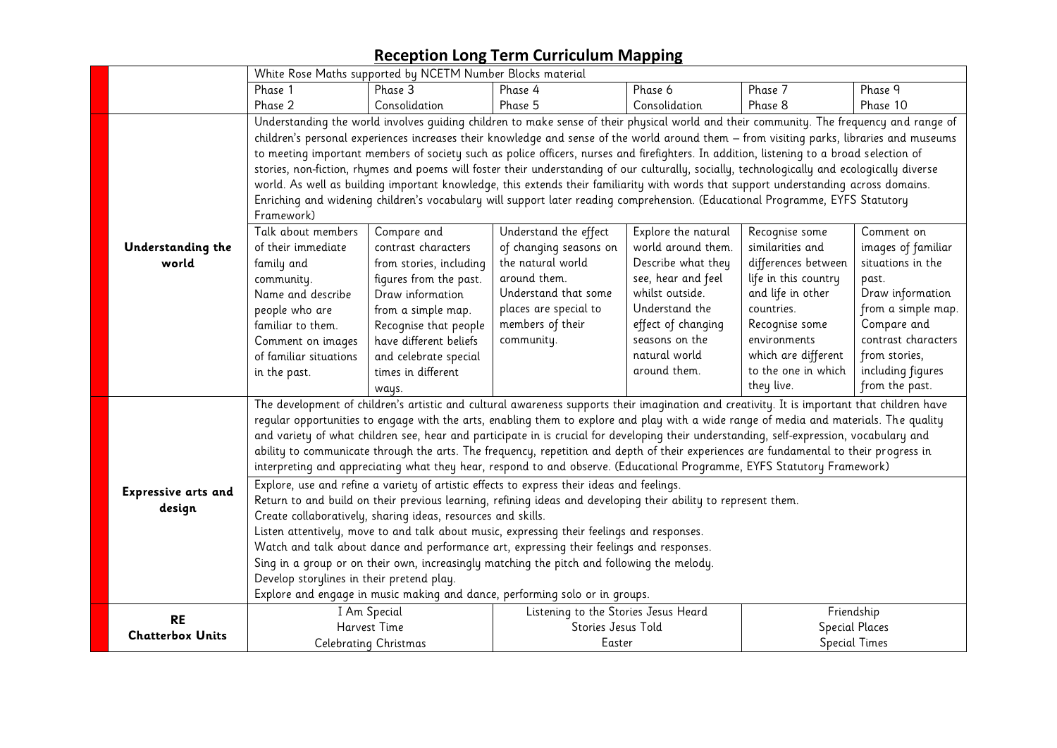# Reception Long Term Curriculum Mapping

| | | | | | | |
|---|---|---|---|---|---|---|
| | White Rose Maths supported by NCETM Number Blocks material | | | | | |
| | Phase 1<br>Phase 2 | Phase 3<br>Consolidation | Phase 4<br>Phase 5 | Phase 6<br>Consolidation | Phase 7<br>Phase 8 | Phase 9<br>Phase 10 |
| **Understanding the world** | Understanding the world involves guiding children to make sense of their physical world and their community. The frequency and range of children's personal experiences increases their knowledge and sense of the world around them – from visiting parks, libraries and museums to meeting important members of society such as police officers, nurses and firefighters. In addition, listening to a broad selection of stories, non-fiction, rhymes and poems will foster their understanding of our culturally, socially, technologically and ecologically diverse world. As well as building important knowledge, this extends their familiarity with words that support understanding across domains. Enriching and widening children's vocabulary will support later reading comprehension. (Educational Programme, EYFS Statutory Framework) | | | | | |
| | Talk about members of their immediate family and community.<br>Name and describe people who are familiar to them.<br>Comment on images of familiar situations in the past. | Compare and contrast characters from stories, including figures from the past.<br>Draw information from a simple map.<br>Recognise that people have different beliefs and celebrate special times in different ways. | Understand the effect of changing seasons on the natural world around them.<br>Understand that some places are special to members of their community. | Explore the natural world around them.<br>Describe what they see, hear and feel whilst outside.<br>Understand the effect of changing seasons on the natural world around them. | Recognise some similarities and differences between life in this country and life in other countries.<br>Recognise some environments which are different to the one in which they live. | Comment on images of familiar situations in the past.<br>Draw information from a simple map.<br>Compare and contrast characters from stories, including figures from the past. |
| **Expressive arts and design** | The development of children's artistic and cultural awareness supports their imagination and creativity. It is important that children have regular opportunities to engage with the arts, enabling them to explore and play with a wide range of media and materials. The quality and variety of what children see, hear and participate in is crucial for developing their understanding, self-expression, vocabulary and ability to communicate through the arts. The frequency, repetition and depth of their experiences are fundamental to their progress in interpreting and appreciating what they hear, respond to and observe. (Educational Programme, EYFS Statutory Framework) | | | | | |
| | Explore, use and refine a variety of artistic effects to express their ideas and feelings.<br>Return to and build on their previous learning, refining ideas and developing their ability to represent them.<br>Create collaboratively, sharing ideas, resources and skills.<br>Listen attentively, move to and talk about music, expressing their feelings and responses.<br>Watch and talk about dance and performance art, expressing their feelings and responses.<br>Sing in a group or on their own, increasingly matching the pitch and following the melody.<br>Develop storylines in their pretend play.<br>Explore and engage in music making and dance, performing solo or in groups. | | | | | |
| **RE**<br>**Chatterbox Units** | I Am Special<br>Harvest Time<br>Celebrating Christmas | | Listening to the Stories Jesus Heard<br>Stories Jesus Told<br>Easter | | Friendship<br>Special Places<br>Special Times | |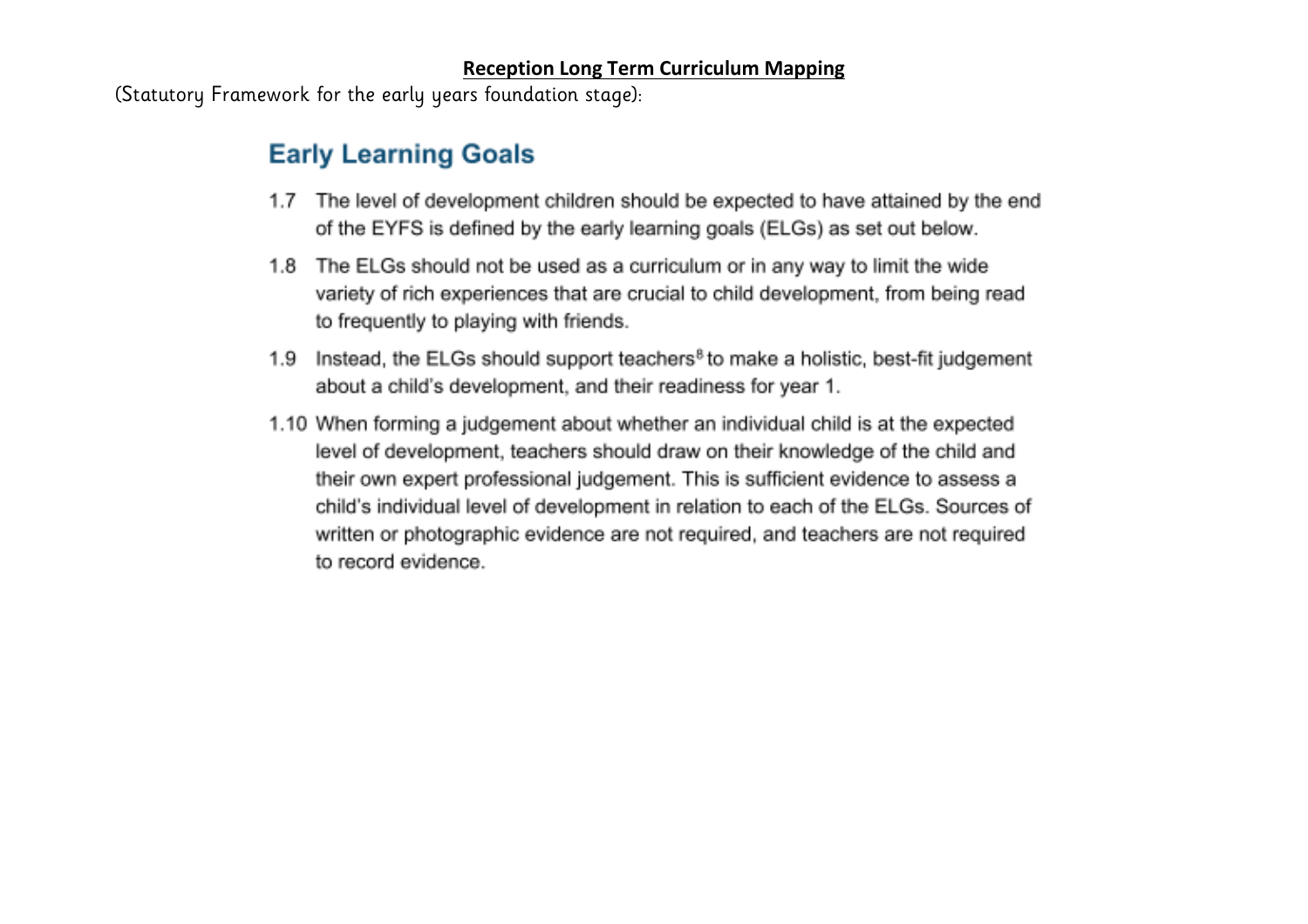**Reception Long Term Curriculum Mapping**

(Statutory Framework for the early years foundation stage):

## Early Learning Goals

1.7 The level of development children should be expected to have attained by the end of the EYFS is defined by the early learning goals (ELGs) as set out below.

1.8 The ELGs should not be used as a curriculum or in any way to limit the wide variety of rich experiences that are crucial to child development, from being read to frequently to playing with friends.

1.9 Instead, the ELGs should support teachers[8] to make a holistic, best-fit judgement about a child's development, and their readiness for year 1.

1.10 When forming a judgement about whether an individual child is at the expected level of development, teachers should draw on their knowledge of the child and their own expert professional judgement. This is sufficient evidence to assess a child's individual level of development in relation to each of the ELGs. Sources of written or photographic evidence are not required, and teachers are not required to record evidence.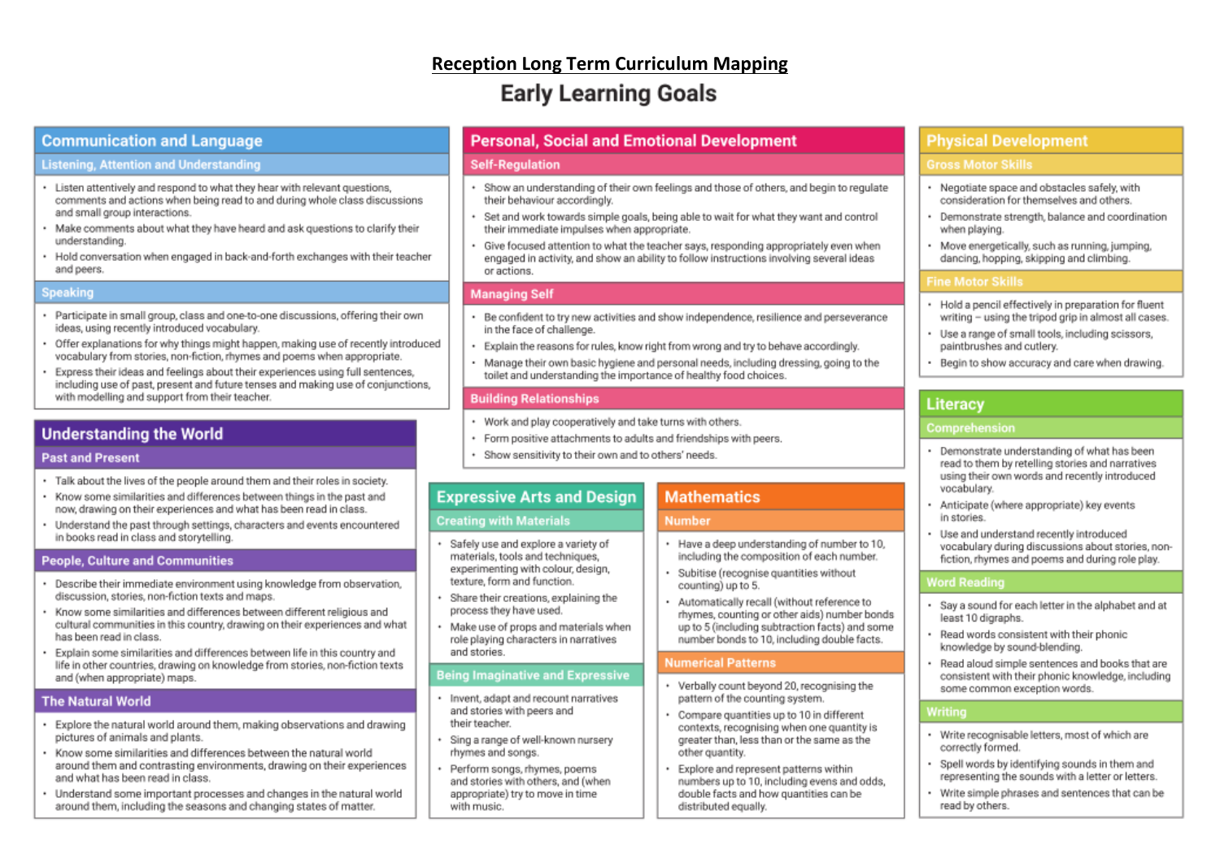# Reception Long Term Curriculum Mapping

## Early Learning Goals

## Communication and Language

### Listening, Attention and Understanding

- Listen attentively and respond to what they hear with relevant questions, comments and actions when being read to and during whole class discussions and small group interactions.
- Make comments about what they have heard and ask questions to clarify their understanding.
- Hold conversation when engaged in back-and-forth exchanges with their teacher and peers.

### Speaking

- Participate in small group, class and one-to-one discussions, offering their own ideas, using recently introduced vocabulary.
- Offer explanations for why things might happen, making use of recently introduced vocabulary from stories, non-fiction, rhymes and poems when appropriate.
- Express their ideas and feelings about their experiences using full sentences, including use of past, present and future tenses and making use of conjunctions, with modelling and support from their teacher.

## Understanding the World

### Past and Present

- Talk about the lives of the people around them and their roles in society.
- Know some similarities and differences between things in the past and now, drawing on their experiences and what has been read in class.
- Understand the past through settings, characters and events encountered in books read in class and storytelling.

### People, Culture and Communities

- Describe their immediate environment using knowledge from observation, discussion, stories, non-fiction texts and maps.
- Know some similarities and differences between different religious and cultural communities in this country, drawing on their experiences and what has been read in class.
- Explain some similarities and differences between life in this country and life in other countries, drawing on knowledge from stories, non-fiction texts and (when appropriate) maps.

### The Natural World

- Explore the natural world around them, making observations and drawing pictures of animals and plants.
- Know some similarities and differences between the natural world around them and contrasting environments, drawing on their experiences and what has been read in class.
- Understand some important processes and changes in the natural world around them, including the seasons and changing states of matter.

## Personal, Social and Emotional Development

### Self-Regulation

- Show an understanding of their own feelings and those of others, and begin to regulate their behaviour accordingly.
- Set and work towards simple goals, being able to wait for what they want and control their immediate impulses when appropriate.
- Give focused attention to what the teacher says, responding appropriately even when engaged in activity, and show an ability to follow instructions involving several ideas or actions.

### Managing Self

- Be confident to try new activities and show independence, resilience and perseverance in the face of challenge.
- Explain the reasons for rules, know right from wrong and try to behave accordingly.
- Manage their own basic hygiene and personal needs, including dressing, going to the toilet and understanding the importance of healthy food choices.

### Building Relationships

- Work and play cooperatively and take turns with others.
- Form positive attachments to adults and friendships with peers.
- Show sensitivity to their own and to others' needs.

## Expressive Arts and Design

### Creating with Materials

- Safely use and explore a variety of materials, tools and techniques, experimenting with colour, design, texture, form and function.
- Share their creations, explaining the process they have used.
- Make use of props and materials when role playing characters in narratives and stories.

### Being Imaginative and Expressive

- Invent, adapt and recount narratives and stories with peers and their teacher.
- Sing a range of well-known nursery rhymes and songs.
- Perform songs, rhymes, poems and stories with others, and (when appropriate) try to move in time with music.

## Mathematics

### Number

- Have a deep understanding of number to 10, including the composition of each number.
- Subitise (recognise quantities without counting) up to 5.
- Automatically recall (without reference to rhymes, counting or other aids) number bonds up to 5 (including subtraction facts) and some number bonds to 10, including double facts.

### Numerical Patterns

- Verbally count beyond 20, recognising the pattern of the counting system.
- Compare quantities up to 10 in different contexts, recognising when one quantity is greater than, less than or the same as the other quantity.
- Explore and represent patterns within numbers up to 10, including evens and odds, double facts and how quantities can be distributed equally.

## Physical Development

### Gross Motor Skills

- Negotiate space and obstacles safely, with consideration for themselves and others.
- Demonstrate strength, balance and coordination when playing.
- Move energetically, such as running, jumping, dancing, hopping, skipping and climbing.

### Fine Motor Skills

- Hold a pencil effectively in preparation for fluent writing – using the tripod grip in almost all cases.
- Use a range of small tools, including scissors, paintbrushes and cutlery.
- Begin to show accuracy and care when drawing.

## Literacy

### Comprehension

- Demonstrate understanding of what has been read to them by retelling stories and narratives using their own words and recently introduced vocabulary.
- Anticipate (where appropriate) key events in stories.
- Use and understand recently introduced vocabulary during discussions about stories, non-fiction, rhymes and poems and during role play.

### Word Reading

- Say a sound for each letter in the alphabet and at least 10 digraphs.
- Read words consistent with their phonic knowledge by sound-blending.
- Read aloud simple sentences and books that are consistent with their phonic knowledge, including some common exception words.

### Writing

- Write recognisable letters, most of which are correctly formed.
- Spell words by identifying sounds in them and representing the sounds with a letter or letters.
- Write simple phrases and sentences that can be read by others.